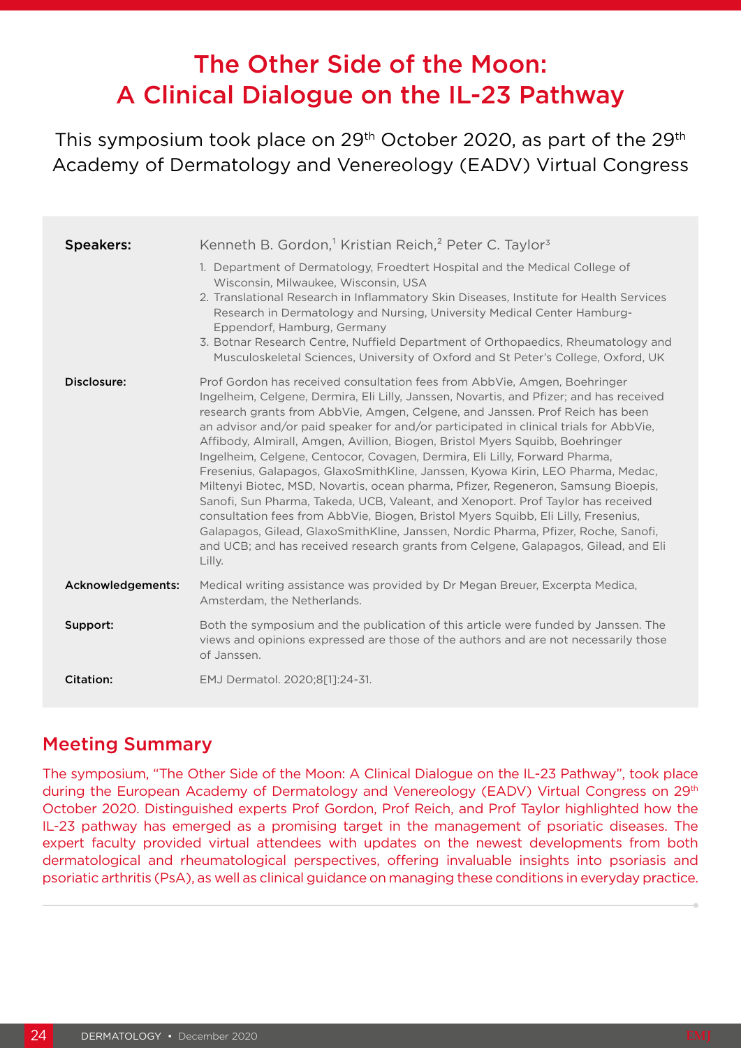# The Other Side of the Moon: A Clinical Dialogue on the IL-23 Pathway

This symposium took place on 29th October 2020, as part of the 29th Academy of Dermatology and Venereology (EADV) Virtual Congress

**Speakers:** Kenneth B. Gordon,[1] Kristian Reich,[2] Peter C. Taylor[3]

1. Department of Dermatology, Froedtert Hospital and the Medical College of Wisconsin, Milwaukee, Wisconsin, USA
2. Translational Research in Inflammatory Skin Diseases, Institute for Health Services Research in Dermatology and Nursing, University Medical Center Hamburg-Eppendorf, Hamburg, Germany
3. Botnar Research Centre, Nuffield Department of Orthopaedics, Rheumatology and Musculoskeletal Sciences, University of Oxford and St Peter's College, Oxford, UK

**Disclosure:** Prof Gordon has received consultation fees from AbbVie, Amgen, Boehringer Ingelheim, Celgene, Dermira, Eli Lilly, Janssen, Novartis, and Pfizer; and has received research grants from AbbVie, Amgen, Celgene, and Janssen. Prof Reich has been an advisor and/or paid speaker for and/or participated in clinical trials for AbbVie, Affibody, Almirall, Amgen, Avillion, Biogen, Bristol Myers Squibb, Boehringer Ingelheim, Celgene, Centocor, Covagen, Dermira, Eli Lilly, Forward Pharma, Fresenius, Galapagos, GlaxoSmithKline, Janssen, Kyowa Kirin, LEO Pharma, Medac, Miltenyi Biotec, MSD, Novartis, ocean pharma, Pfizer, Regeneron, Samsung Bioepis, Sanofi, Sun Pharma, Takeda, UCB, Valeant, and Xenoport. Prof Taylor has received consultation fees from AbbVie, Biogen, Bristol Myers Squibb, Eli Lilly, Fresenius, Galapagos, Gilead, GlaxoSmithKline, Janssen, Nordic Pharma, Pfizer, Roche, Sanofi, and UCB; and has received research grants from Celgene, Galapagos, Gilead, and Eli Lilly.

**Acknowledgements:** Medical writing assistance was provided by Dr Megan Breuer, Excerpta Medica, Amsterdam, the Netherlands.

**Support:** Both the symposium and the publication of this article were funded by Janssen. The views and opinions expressed are those of the authors and are not necessarily those of Janssen.

**Citation:** EMJ Dermatol. 2020;8[1]:24-31.

## Meeting Summary

The symposium, "The Other Side of the Moon: A Clinical Dialogue on the IL-23 Pathway", took place during the European Academy of Dermatology and Venereology (EADV) Virtual Congress on 29th October 2020. Distinguished experts Prof Gordon, Prof Reich, and Prof Taylor highlighted how the IL-23 pathway has emerged as a promising target in the management of psoriatic diseases. The expert faculty provided virtual attendees with updates on the newest developments from both dermatological and rheumatological perspectives, offering invaluable insights into psoriasis and psoriatic arthritis (PsA), as well as clinical guidance on managing these conditions in everyday practice.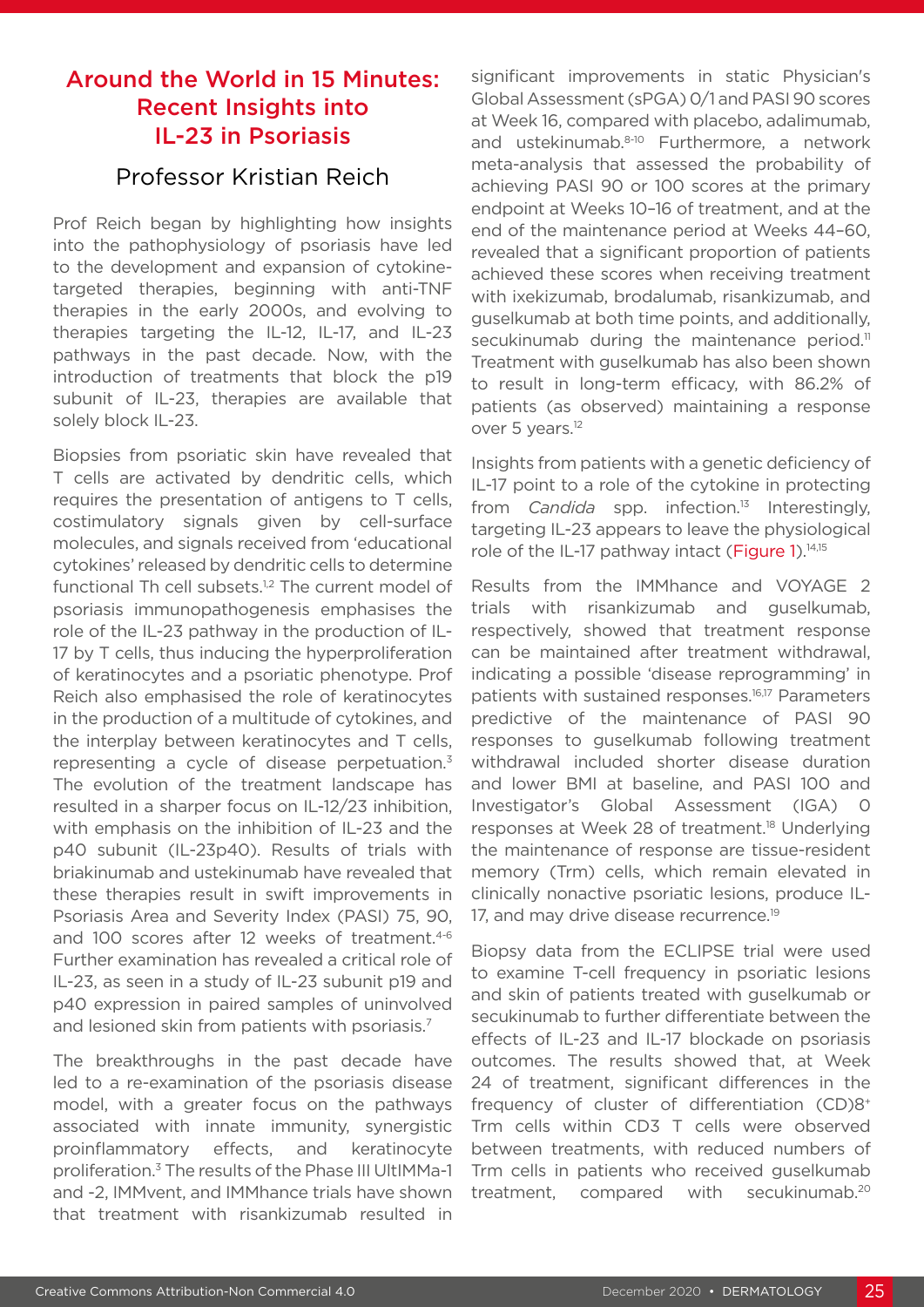## Around the World in 15 Minutes: Recent Insights into IL-23 in Psoriasis

### Professor Kristian Reich

Prof Reich began by highlighting how insights into the pathophysiology of psoriasis have led to the development and expansion of cytokine-targeted therapies, beginning with anti-TNF therapies in the early 2000s, and evolving to therapies targeting the IL-12, IL-17, and IL-23 pathways in the past decade. Now, with the introduction of treatments that block the p19 subunit of IL-23, therapies are available that solely block IL-23.

Biopsies from psoriatic skin have revealed that T cells are activated by dendritic cells, which requires the presentation of antigens to T cells, costimulatory signals given by cell-surface molecules, and signals received from 'educational cytokines' released by dendritic cells to determine functional Th cell subsets.[1,2] The current model of psoriasis immunopathogenesis emphasises the role of the IL-23 pathway in the production of IL-17 by T cells, thus inducing the hyperproliferation of keratinocytes and a psoriatic phenotype. Prof Reich also emphasised the role of keratinocytes in the production of a multitude of cytokines, and the interplay between keratinocytes and T cells, representing a cycle of disease perpetuation.[3] The evolution of the treatment landscape has resulted in a sharper focus on IL-12/23 inhibition, with emphasis on the inhibition of IL-23 and the p40 subunit (IL-23p40). Results of trials with briakinumab and ustekinumab have revealed that these therapies result in swift improvements in Psoriasis Area and Severity Index (PASI) 75, 90, and 100 scores after 12 weeks of treatment.[4-6] Further examination has revealed a critical role of IL-23, as seen in a study of IL-23 subunit p19 and p40 expression in paired samples of uninvolved and lesioned skin from patients with psoriasis.[7]

The breakthroughs in the past decade have led to a re-examination of the psoriasis disease model, with a greater focus on the pathways associated with innate immunity, synergistic proinflammatory effects, and keratinocyte proliferation.[3] The results of the Phase III UltIMMa-1 and -2, IMMvent, and IMMhance trials have shown that treatment with risankizumab resulted in significant improvements in static Physician's Global Assessment (sPGA) 0/1 and PASI 90 scores at Week 16, compared with placebo, adalimumab, and ustekinumab.[8-10] Furthermore, a network meta-analysis that assessed the probability of achieving PASI 90 or 100 scores at the primary endpoint at Weeks 10–16 of treatment, and at the end of the maintenance period at Weeks 44–60, revealed that a significant proportion of patients achieved these scores when receiving treatment with ixekizumab, brodalumab, risankizumab, and guselkumab at both time points, and additionally, secukinumab during the maintenance period.[11] Treatment with guselkumab has also been shown to result in long-term efficacy, with 86.2% of patients (as observed) maintaining a response over 5 years.[12]

Insights from patients with a genetic deficiency of IL-17 point to a role of the cytokine in protecting from *Candida* spp. infection.[13] Interestingly, targeting IL-23 appears to leave the physiological role of the IL-17 pathway intact (Figure 1).[14,15]

Results from the IMMhance and VOYAGE 2 trials with risankizumab and guselkumab, respectively, showed that treatment response can be maintained after treatment withdrawal, indicating a possible 'disease reprogramming' in patients with sustained responses.[16,17] Parameters predictive of the maintenance of PASI 90 responses to guselkumab following treatment withdrawal included shorter disease duration and lower BMI at baseline, and PASI 100 and Investigator's Global Assessment (IGA) 0 responses at Week 28 of treatment.[18] Underlying the maintenance of response are tissue-resident memory (Trm) cells, which remain elevated in clinically nonactive psoriatic lesions, produce IL-17, and may drive disease recurrence.[19]

Biopsy data from the ECLIPSE trial were used to examine T-cell frequency in psoriatic lesions and skin of patients treated with guselkumab or secukinumab to further differentiate between the effects of IL-23 and IL-17 blockade on psoriasis outcomes. The results showed that, at Week 24 of treatment, significant differences in the frequency of cluster of differentiation (CD)8+ Trm T cells within CD3 T cells were observed between treatments, with reduced numbers of Trm cells in patients who received guselkumab treatment, compared with secukinumab.[20]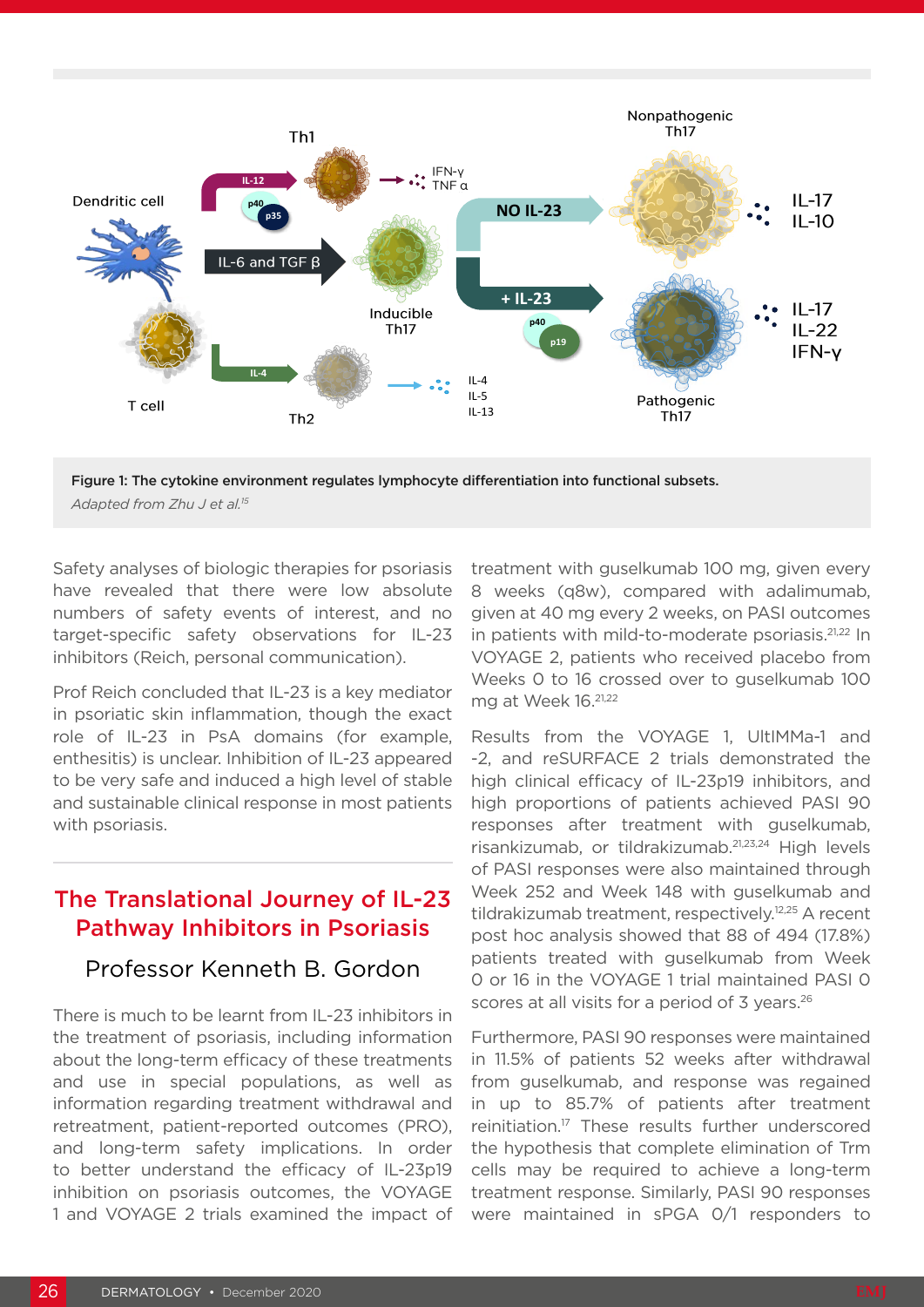**Figure 1: The cytokine environment regulates lymphocyte differentiation into functional subsets.**
*Adapted from Zhu J et al.[15]*

Safety analyses of biologic therapies for psoriasis have revealed that there were low absolute numbers of safety events of interest, and no target-specific safety observations for IL-23 inhibitors (Reich, personal communication).

Prof Reich concluded that IL-23 is a key mediator in psoriatic skin inflammation, though the exact role of IL-23 in PsA domains (for example, enthesitis) is unclear. Inhibition of IL-23 appeared to be very safe and induced a high level of stable and sustainable clinical response in most patients with psoriasis.

## The Translational Journey of IL-23 Pathway Inhibitors in Psoriasis

### Professor Kenneth B. Gordon

There is much to be learnt from IL-23 inhibitors in the treatment of psoriasis, including information about the long-term efficacy of these treatments and use in special populations, as well as information regarding treatment withdrawal and retreatment, patient-reported outcomes (PRO), and long-term safety implications. In order to better understand the efficacy of IL-23p19 inhibition on psoriasis outcomes, the VOYAGE 1 and VOYAGE 2 trials examined the impact of treatment with guselkumab 100 mg, given every 8 weeks (q8w), compared with adalimumab, given at 40 mg every 2 weeks, on PASI outcomes in patients with mild-to-moderate psoriasis.[21,22] In VOYAGE 2, patients who received placebo from Weeks 0 to 16 crossed over to guselkumab 100 mg at Week 16.[21,22]

Results from the VOYAGE 1, UltIMMa-1 and -2, and reSURFACE 2 trials demonstrated the high clinical efficacy of IL-23p19 inhibitors, and high proportions of patients achieved PASI 90 responses after treatment with guselkumab, risankizumab, or tildrakizumab.[21,23,24] High levels of PASI responses were also maintained through Week 252 and Week 148 with guselkumab and tildrakizumab treatment, respectively.[12,25] A recent post hoc analysis showed that 88 of 494 (17.8%) patients treated with guselkumab from Week 0 or 16 in the VOYAGE 1 trial maintained PASI 0 scores at all visits for a period of 3 years.[26]

Furthermore, PASI 90 responses were maintained in 11.5% of patients 52 weeks after withdrawal from guselkumab, and response was regained in up to 85.7% of patients after treatment reinitiation.[17] These results further underscored the hypothesis that complete elimination of Trm cells may be required to achieve a long-term treatment response. Similarly, PASI 90 responses were maintained in sPGA 0/1 responders to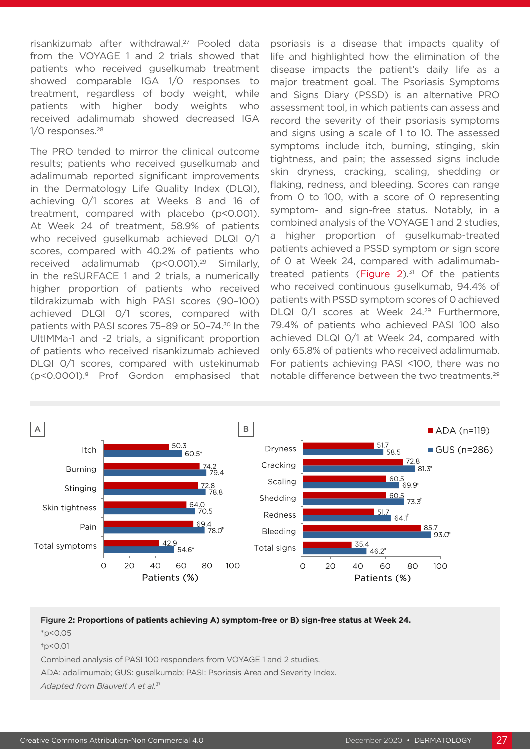risankizumab after withdrawal.[27] Pooled data from the VOYAGE 1 and 2 trials showed that patients who received guselkumab treatment showed comparable IGA 1/0 responses to treatment, regardless of body weight, while patients with higher body weights who received adalimumab showed decreased IGA 1/0 responses.[28]

The PRO tended to mirror the clinical outcome results; patients who received guselkumab and adalimumab reported significant improvements in the Dermatology Life Quality Index (DLQI), achieving 0/1 scores at Weeks 8 and 16 of treatment, compared with placebo ($p<0.001$). At Week 24 of treatment, 58.9% of patients who received guselkumab achieved DLQI 0/1 scores, compared with 40.2% of patients who received adalimumab ($p<0.001$).[29] Similarly, in the reSURFACE 1 and 2 trials, a numerically higher proportion of patients who received tildrakizumab with high PASI scores (90–100) achieved DLQI 0/1 scores, compared with patients with PASI scores 75–89 or 50–74.[30] In the UltIMMa-1 and -2 trials, a significant proportion of patients who received risankizumab achieved DLQI 0/1 scores, compared with ustekinumab ($p<0.0001$).[8] Prof Gordon emphasised that psoriasis is a disease that impacts quality of life and highlighted how the elimination of the disease impacts the patient's daily life as a major treatment goal. The Psoriasis Symptoms and Signs Diary (PSSD) is an alternative PRO assessment tool, in which patients can assess and record the severity of their psoriasis symptoms and signs using a scale of 1 to 10. The assessed symptoms include itch, burning, stinging, skin tightness, and pain; the assessed signs include skin dryness, cracking, scaling, shedding or flaking, redness, and bleeding. Scores can range from 0 to 100, with a score of 0 representing symptom- and sign-free status. Notably, in a combined analysis of the VOYAGE 1 and 2 studies, a higher proportion of guselkumab-treated patients achieved a PSSD symptom or sign score of 0 at Week 24, compared with adalimumab-treated patients (Figure 2).[31] Of the patients who received continuous guselkumab, 94.4% of patients with PSSD symptom scores of 0 achieved DLQI 0/1 scores at Week 24.[29] Furthermore, 79.4% of patients who achieved PASI 100 also achieved DLQI 0/1 at Week 24, compared with only 65.8% of patients who received adalimumab. For patients achieving PASI <100, there was no notable difference between the two treatments.[29]

**A) Symptom-free status (Patients %)**

| Symptom | ADA (n=119) | GUS (n=286) |
|---|---|---|
| Itch | 50.3 | 60.5* |
| Burning | 74.2 | 79.4 |
| Stinging | 72.8 | 78.8 |
| Skin tightness | 64.0 | 70.5 |
| Pain | 69.4 | 78.0* |
| Total symptoms | 42.9 | 54.6* |

**B) Sign-free status (Patients %)**

| Sign | ADA (n=119) | GUS (n=286) |
|---|---|---|
| Dryness | 51.7 | 58.5 |
| Cracking | 72.8 | 81.3* |
| Scaling | 60.5 | 69.9* |
| Shedding | 60.5 | 73.3† |
| Redness | 51.7 | 64.1† |
| Bleeding | 85.7 | 93.0* |
| Total signs | 35.4 | 46.2* |

**Figure 2: Proportions of patients achieving A) symptom-free or B) sign-free status at Week 24.**

*$p<0.05$

†$p<0.01$

Combined analysis of PASI 100 responders from VOYAGE 1 and 2 studies.

ADA: adalimumab; GUS: guselkumab; PASI: Psoriasis Area and Severity Index.

*Adapted from Blauvelt A et al.*[31]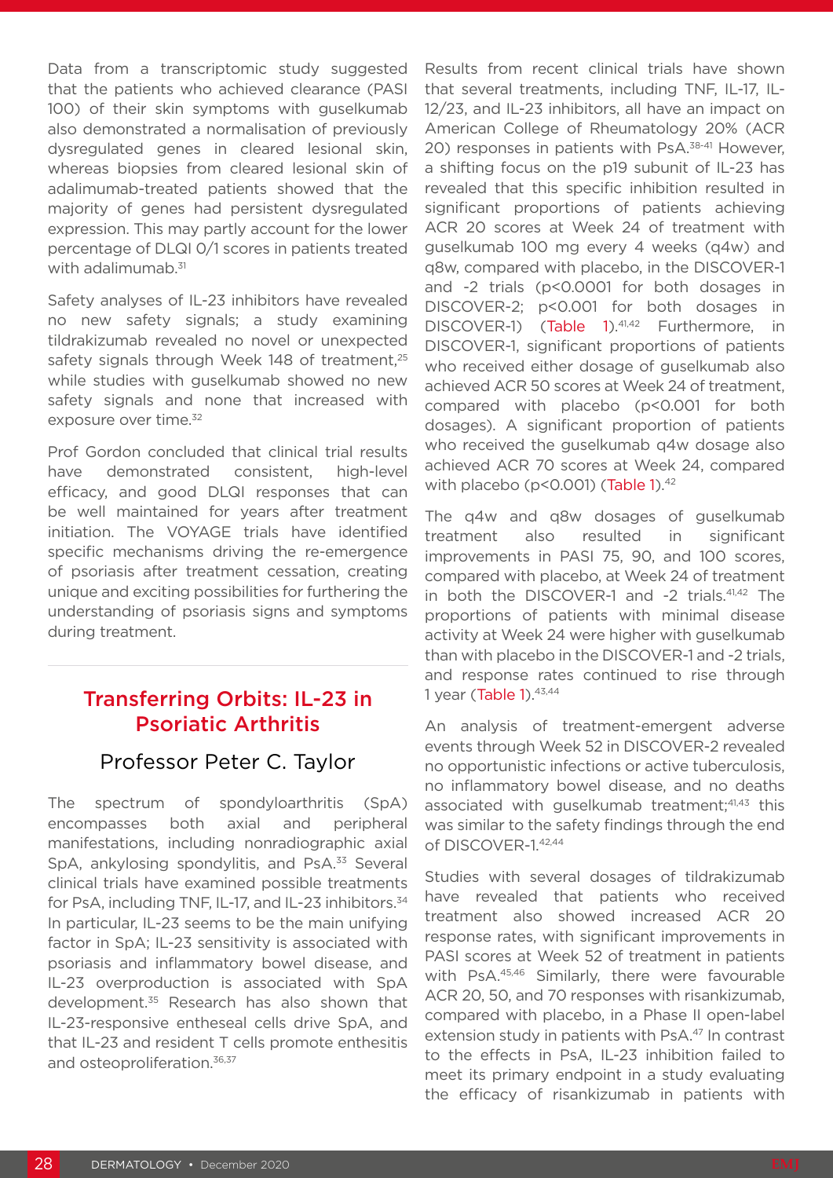Data from a transcriptomic study suggested that the patients who achieved clearance (PASI 100) of their skin symptoms with guselkumab also demonstrated a normalisation of previously dysregulated genes in cleared lesional skin, whereas biopsies from cleared lesional skin of adalimumab-treated patients showed that the majority of genes had persistent dysregulated expression. This may partly account for the lower percentage of DLQI 0/1 scores in patients treated with adalimumab.[31]

Safety analyses of IL-23 inhibitors have revealed no new safety signals; a study examining tildrakizumab revealed no novel or unexpected safety signals through Week 148 of treatment,[25] while studies with guselkumab showed no new safety signals and none that increased with exposure over time.[32]

Prof Gordon concluded that clinical trial results have demonstrated consistent, high-level efficacy, and good DLQI responses that can be well maintained for years after treatment initiation. The VOYAGE trials have identified specific mechanisms driving the re-emergence of psoriasis after treatment cessation, creating unique and exciting possibilities for furthering the understanding of psoriasis signs and symptoms during treatment.

## Transferring Orbits: IL-23 in Psoriatic Arthritis

### Professor Peter C. Taylor

The spectrum of spondyloarthritis (SpA) encompasses both axial and peripheral manifestations, including nonradiographic axial SpA, ankylosing spondylitis, and PsA.[33] Several clinical trials have examined possible treatments for PsA, including TNF, IL-17, and IL-23 inhibitors.[34] In particular, IL-23 seems to be the main unifying factor in SpA; IL-23 sensitivity is associated with psoriasis and inflammatory bowel disease, and IL-23 overproduction is associated with SpA development.[35] Research has also shown that IL-23-responsive entheseal cells drive SpA, and that IL-23 and resident T cells promote enthesitis and osteoproliferation.[36,37]

Results from recent clinical trials have shown that several treatments, including TNF, IL-17, IL-12/23, and IL-23 inhibitors, all have an impact on American College of Rheumatology 20% (ACR 20) responses in patients with PsA.[38-41] However, a shifting focus on the p19 subunit of IL-23 has revealed that this specific inhibition resulted in significant proportions of patients achieving ACR 20 scores at Week 24 of treatment with guselkumab 100 mg every 4 weeks (q4w) and q8w, compared with placebo, in the DISCOVER-1 and -2 trials ($p<0.0001$ for both dosages in DISCOVER-2; $p<0.001$ for both dosages in DISCOVER-1) (Table 1).[41,42] Furthermore, in DISCOVER-1, significant proportions of patients who received either dosage of guselkumab also achieved ACR 50 scores at Week 24 of treatment, compared with placebo ($p<0.001$ for both dosages). A significant proportion of patients who received the guselkumab q4w dosage also achieved ACR 70 scores at Week 24, compared with placebo ($p<0.001$) (Table 1).[42]

The q4w and q8w dosages of guselkumab treatment also resulted in significant improvements in PASI 75, 90, and 100 scores, compared with placebo, at Week 24 of treatment in both the DISCOVER-1 and -2 trials.[41,42] The proportions of patients with minimal disease activity at Week 24 were higher with guselkumab than with placebo in the DISCOVER-1 and -2 trials, and response rates continued to rise through 1 year (Table 1).[43,44]

An analysis of treatment-emergent adverse events through Week 52 in DISCOVER-2 revealed no opportunistic infections or active tuberculosis, no inflammatory bowel disease, and no deaths associated with guselkumab treatment;[41,43] this was similar to the safety findings through the end of DISCOVER-1.[42,44]

Studies with several dosages of tildrakizumab have revealed that patients who received treatment also showed increased ACR 20 response rates, with significant improvements in PASI scores at Week 52 of treatment in patients with PsA.[45,46] Similarly, there were favourable ACR 20, 50, and 70 responses with risankizumab, compared with placebo, in a Phase II open-label extension study in patients with PsA.[47] In contrast to the effects in PsA, IL-23 inhibition failed to meet its primary endpoint in a study evaluating the efficacy of risankizumab in patients with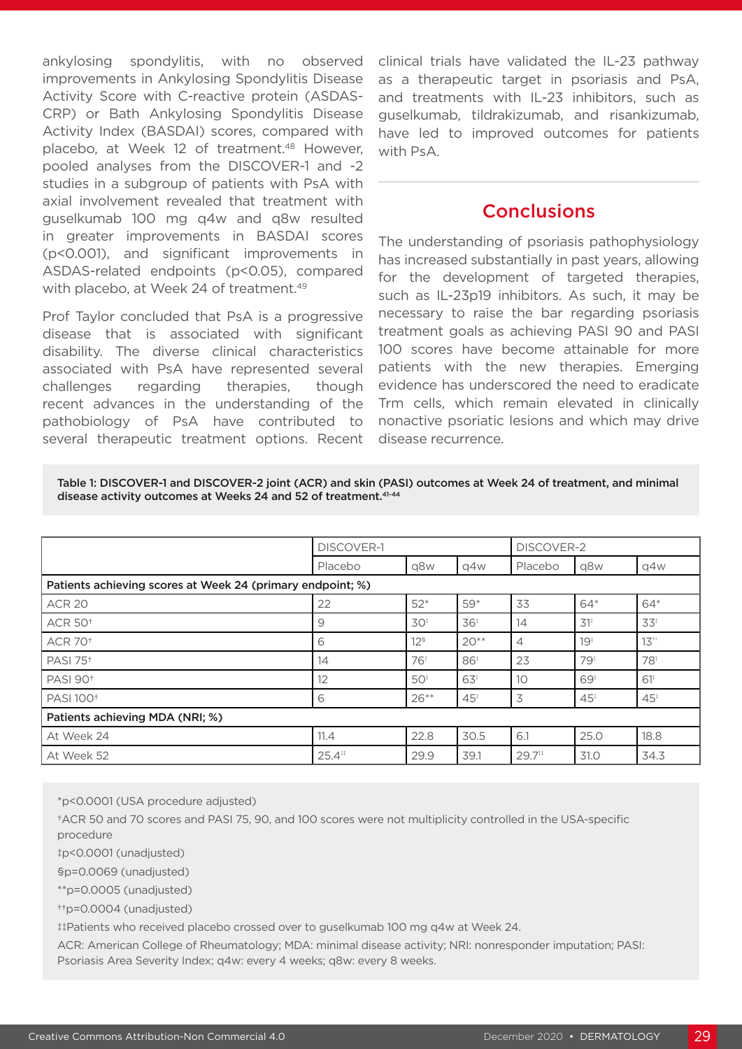ankylosing spondylitis, with no observed improvements in Ankylosing Spondylitis Disease Activity Score with C-reactive protein (ASDAS-CRP) or Bath Ankylosing Spondylitis Disease Activity Index (BASDAI) scores, compared with placebo, at Week 12 of treatment.[48] However, pooled analyses from the DISCOVER-1 and -2 studies in a subgroup of patients with PsA with axial involvement revealed that treatment with guselkumab 100 mg q4w and q8w resulted in greater improvements in BASDAI scores ($p<0.001$), and significant improvements in ASDAS-related endpoints ($p<0.05$), compared with placebo, at Week 24 of treatment.[49]

Prof Taylor concluded that PsA is a progressive disease that is associated with significant disability. The diverse clinical characteristics associated with PsA have represented several challenges regarding therapies, though recent advances in the understanding of the pathobiology of PsA have contributed to several therapeutic treatment options. Recent clinical trials have validated the IL-23 pathway as a therapeutic target in psoriasis and PsA, and treatments with IL-23 inhibitors, such as guselkumab, tildrakizumab, and risankizumab, have led to improved outcomes for patients with PsA.

## Conclusions

The understanding of psoriasis pathophysiology has increased substantially in past years, allowing for the development of targeted therapies, such as IL-23p19 inhibitors. As such, it may be necessary to raise the bar regarding psoriasis treatment goals as achieving PASI 90 and PASI 100 scores have become attainable for more patients with the new therapies. Emerging evidence has underscored the need to eradicate Trm cells, which remain elevated in clinically nonactive psoriatic lesions and which may drive disease recurrence.

**Table 1: DISCOVER-1 and DISCOVER-2 joint (ACR) and skin (PASI) outcomes at Week 24 of treatment, and minimal disease activity outcomes at Weeks 24 and 52 of treatment.[41-44]**

| | DISCOVER-1 | | | DISCOVER-2 | | |
|---|---|---|---|---|---|---|
| | Placebo | q8w | q4w | Placebo | q8w | q4w |
| **Patients achieving scores at Week 24 (primary endpoint; %)** | | | | | | |
| ACR 20 | 22 | 52* | 59* | 33 | 64* | 64* |
| ACR 50† | 9 | 30‡ | 36‡ | 14 | 31‡ | 33‡ |
| ACR 70† | 6 | 12§ | 20** | 4 | 19‡ | 13†† |
| PASI 75† | 14 | 76‡ | 86‡ | 23 | 79‡ | 78‡ |
| PASI 90† | 12 | 50‡ | 63‡ | 10 | 69‡ | 61‡ |
| PASI 100† | 6 | 26** | 45‡ | 3 | 45‡ | 45‡ |
| **Patients achieving MDA (NRI; %)** | | | | | | |
| At Week 24 | 11.4 | 22.8 | 30.5 | 6.1 | 25.0 | 18.8 |
| At Week 52 | 25.4‡‡ | 29.9 | 39.1 | 29.7‡‡ | 31.0 | 34.3 |

*p<0.0001 (USA procedure adjusted)

†ACR 50 and 70 scores and PASI 75, 90, and 100 scores were not multiplicity controlled in the USA-specific procedure

‡p<0.0001 (unadjusted)

§p=0.0069 (unadjusted)

**p=0.0005 (unadjusted)

††p=0.0004 (unadjusted)

‡‡Patients who received placebo crossed over to guselkumab 100 mg q4w at Week 24.

ACR: American College of Rheumatology; MDA: minimal disease activity; NRI: nonresponder imputation; PASI: Psoriasis Area Severity Index; q4w: every 4 weeks; q8w: every 8 weeks.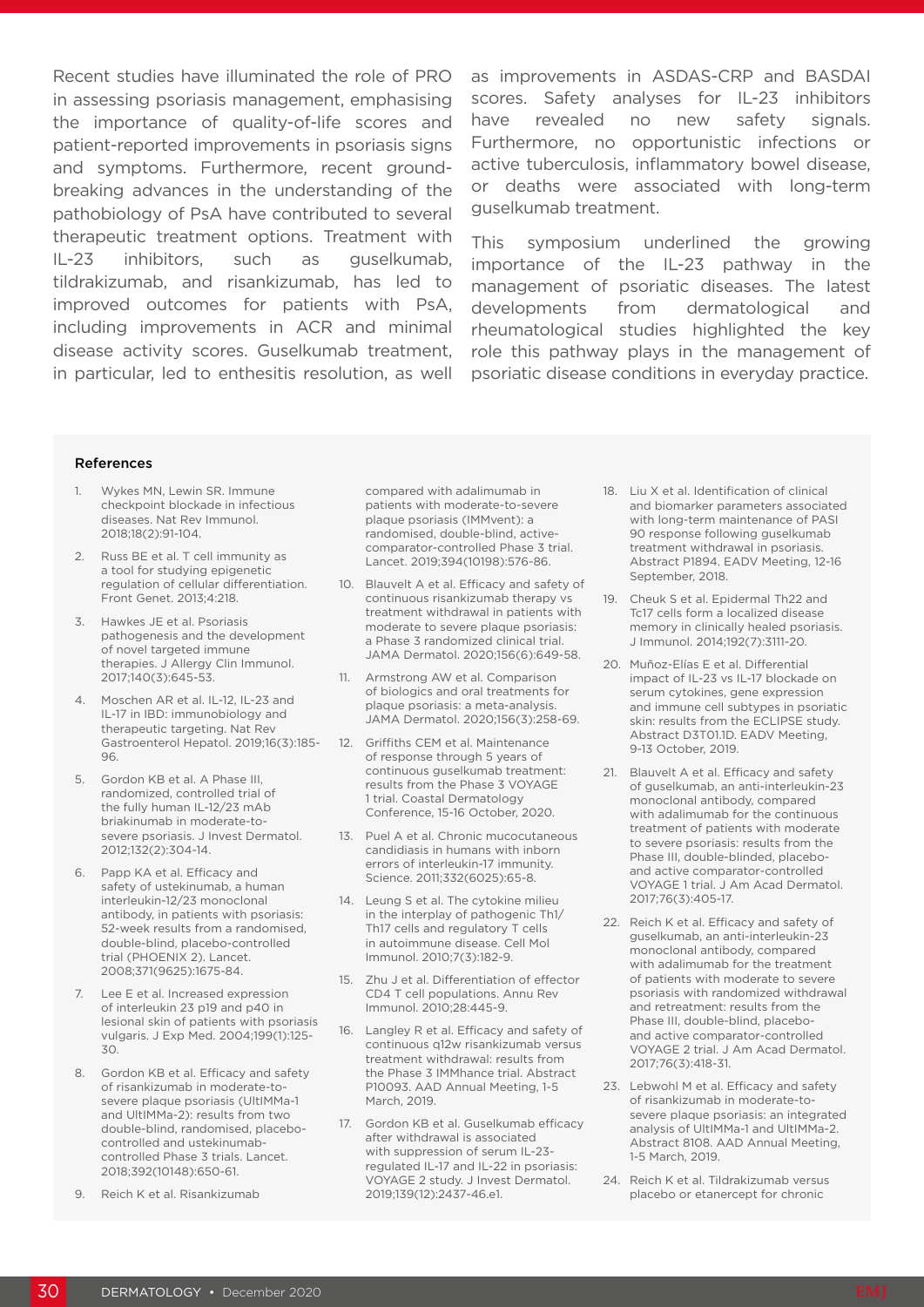Recent studies have illuminated the role of PRO in assessing psoriasis management, emphasising the importance of quality-of-life scores and patient-reported improvements in psoriasis signs and symptoms. Furthermore, recent ground-breaking advances in the understanding of the pathobiology of PsA have contributed to several therapeutic treatment options. Treatment with IL-23 inhibitors, such as guselkumab, tildrakizumab, and risankizumab, has led to improved outcomes for patients with PsA, including improvements in ACR and minimal disease activity scores. Guselkumab treatment, in particular, led to enthesitis resolution, as well as improvements in ASDAS-CRP and BASDAI scores. Safety analyses for IL-23 inhibitors have revealed no new safety signals. Furthermore, no opportunistic infections or active tuberculosis, inflammatory bowel disease, or deaths were associated with long-term guselkumab treatment.

This symposium underlined the growing importance of the IL-23 pathway in the management of psoriatic diseases. The latest developments from dermatological and rheumatological studies highlighted the key role this pathway plays in the management of psoriatic disease conditions in everyday practice.

### References

1. Wykes MN, Lewin SR. Immune checkpoint blockade in infectious diseases. Nat Rev Immunol. 2018;18(2):91-104.
2. Russ BE et al. T cell immunity as a tool for studying epigenetic regulation of cellular differentiation. Front Genet. 2013;4:218.
3. Hawkes JE et al. Psoriasis pathogenesis and the development of novel targeted immune therapies. J Allergy Clin Immunol. 2017;140(3):645-53.
4. Moschen AR et al. IL-12, IL-23 and IL-17 in IBD: immunobiology and therapeutic targeting. Nat Rev Gastroenterol Hepatol. 2019;16(3):185-96.
5. Gordon KB et al. A Phase III, randomized, controlled trial of the fully human IL-12/23 mAb briakinumab in moderate-to-severe psoriasis. J Invest Dermatol. 2012;132(2):304-14.
6. Papp KA et al. Efficacy and safety of ustekinumab, a human interleukin-12/23 monoclonal antibody, in patients with psoriasis: 52-week results from a randomised, double-blind, placebo-controlled trial (PHOENIX 2). Lancet. 2008;371(9625):1675-84.
7. Lee E et al. Increased expression of interleukin 23 p19 and p40 in lesional skin of patients with psoriasis vulgaris. J Exp Med. 2004;199(1):125-30.
8. Gordon KB et al. Efficacy and safety of risankizumab in moderate-to-severe plaque psoriasis (UltIMMa-1 and UltIMMa-2): results from two double-blind, randomised, placebo-controlled and ustekinumab-controlled Phase 3 trials. Lancet. 2018;392(10148):650-61.
9. Reich K et al. Risankizumab compared with adalimumab in patients with moderate-to-severe plaque psoriasis (IMMvent): a randomised, double-blind, active-comparator-controlled Phase 3 trial. Lancet. 2019;394(10198):576-86.
10. Blauvelt A et al. Efficacy and safety of continuous risankizumab therapy vs treatment withdrawal in patients with moderate to severe plaque psoriasis: a Phase 3 randomized clinical trial. JAMA Dermatol. 2020;156(6):649-58.
11. Armstrong AW et al. Comparison of biologics and oral treatments for plaque psoriasis: a meta-analysis. JAMA Dermatol. 2020;156(3):258-69.
12. Griffiths CEM et al. Maintenance of response through 5 years of continuous guselkumab treatment: results from the Phase 3 VOYAGE 1 trial. Coastal Dermatology Conference, 15-16 October, 2020.
13. Puel A et al. Chronic mucocutaneous candidiasis in humans with inborn errors of interleukin-17 immunity. Science. 2011;332(6025):65-8.
14. Leung S et al. The cytokine milieu in the interplay of pathogenic Th1/Th17 cells and regulatory T cells in autoimmune disease. Cell Mol Immunol. 2010;7(3):182-9.
15. Zhu J et al. Differentiation of effector CD4 T cell populations. Annu Rev Immunol. 2010;28:445-9.
16. Langley R et al. Efficacy and safety of continuous q12w risankizumab versus treatment withdrawal: results from the Phase 3 IMMhance trial. Abstract P10093. AAD Annual Meeting, 1-5 March, 2019.
17. Gordon KB et al. Guselkumab efficacy after withdrawal is associated with suppression of serum IL-23-regulated IL-17 and IL-22 in psoriasis: VOYAGE 2 study. J Invest Dermatol. 2019;139(12):2437-46.e1.
18. Liu X et al. Identification of clinical and biomarker parameters associated with long-term maintenance of PASI 90 response following guselkumab treatment withdrawal in psoriasis. Abstract P1894. EADV Meeting, 12-16 September, 2018.
19. Cheuk S et al. Epidermal Th22 and Tc17 cells form a localized disease memory in clinically healed psoriasis. J Immunol. 2014;192(7):3111-20.
20. Muñoz-Elías E et al. Differential impact of IL-23 vs IL-17 blockade on serum cytokines, gene expression and immune cell subtypes in psoriatic skin: results from the ECLIPSE study. Abstract D3T01.1D. EADV Meeting, 9-13 October, 2019.
21. Blauvelt A et al. Efficacy and safety of guselkumab, an anti-interleukin-23 monoclonal antibody, compared with adalimumab for the continuous treatment of patients with moderate to severe psoriasis: results from the Phase III, double-blinded, placebo- and active comparator-controlled VOYAGE 1 trial. J Am Acad Dermatol. 2017;76(3):405-17.
22. Reich K et al. Efficacy and safety of guselkumab, an anti-interleukin-23 monoclonal antibody, compared with adalimumab for the treatment of patients with moderate to severe psoriasis with randomized withdrawal and retreatment: results from the Phase III, double-blind, placebo- and active comparator-controlled VOYAGE 2 trial. J Am Acad Dermatol. 2017;76(3):418-31.
23. Lebwohl M et al. Efficacy and safety of risankizumab in moderate-to-severe plaque psoriasis: an integrated analysis of UltIMMa-1 and UltIMMa-2. Abstract 8108. AAD Annual Meeting, 1-5 March, 2019.
24. Reich K et al. Tildrakizumab versus placebo or etanercept for chronic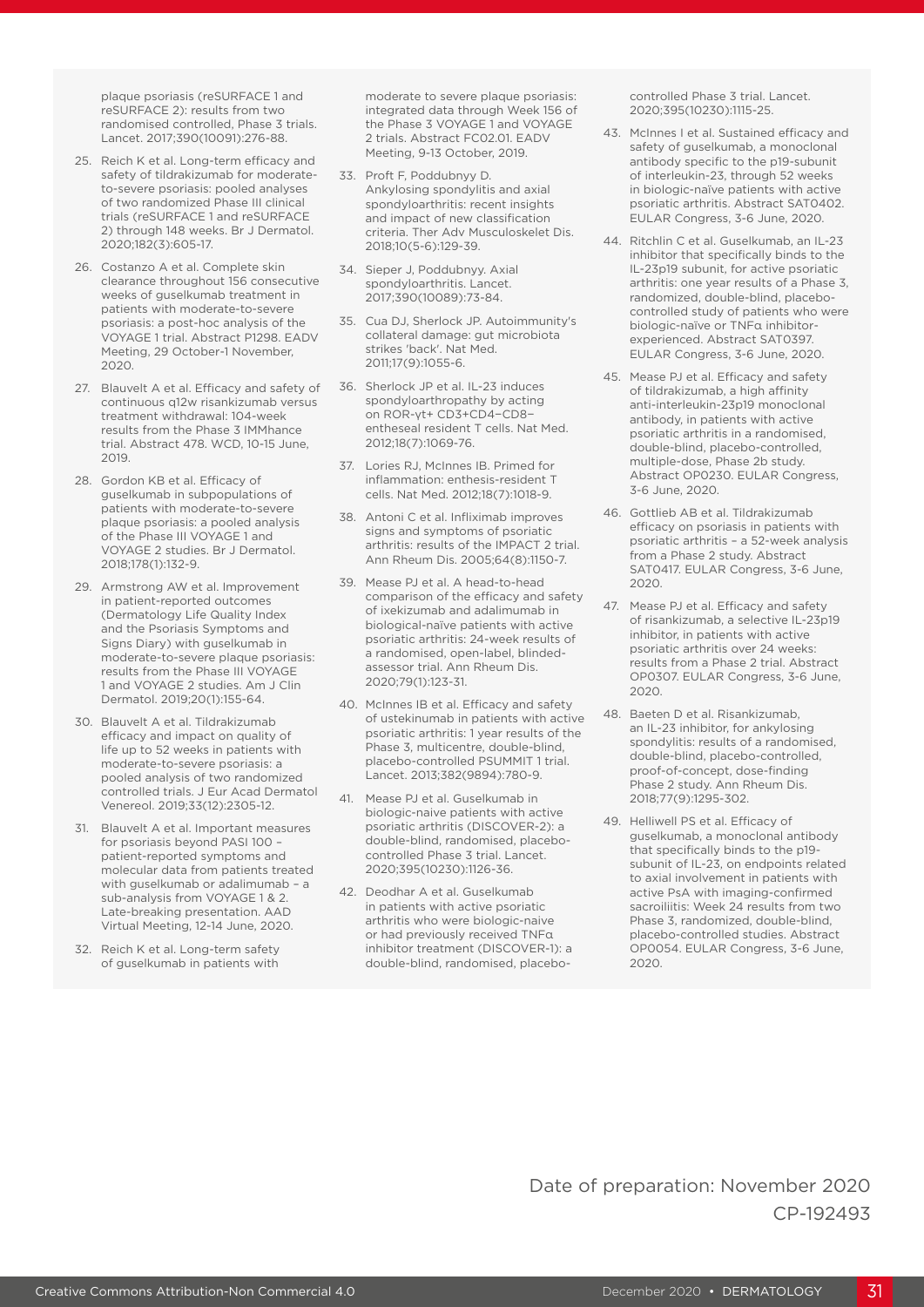plaque psoriasis (reSURFACE 1 and reSURFACE 2): results from two randomised controlled, Phase 3 trials. Lancet. 2017;390(10091):276-88.

25. Reich K et al. Long-term efficacy and safety of tildrakizumab for moderate-to-severe psoriasis: pooled analyses of two randomized Phase III clinical trials (reSURFACE 1 and reSURFACE 2) through 148 weeks. Br J Dermatol. 2020;182(3):605-17.
26. Costanzo A et al. Complete skin clearance throughout 156 consecutive weeks of guselkumab treatment in patients with moderate-to-severe psoriasis: a post-hoc analysis of the VOYAGE 1 trial. Abstract P1298. EADV Meeting, 29 October-1 November, 2020.
27. Blauvelt A et al. Efficacy and safety of continuous q12w risankizumab versus treatment withdrawal: 104-week results from the Phase 3 IMMhance trial. Abstract 478. WCD, 10-15 June, 2019.
28. Gordon KB et al. Efficacy of guselkumab in subpopulations of patients with moderate-to-severe plaque psoriasis: a pooled analysis of the Phase III VOYAGE 1 and VOYAGE 2 studies. Br J Dermatol. 2018;178(1):132-9.
29. Armstrong AW et al. Improvement in patient-reported outcomes (Dermatology Life Quality Index and the Psoriasis Symptoms and Signs Diary) with guselkumab in moderate-to-severe plaque psoriasis: results from the Phase III VOYAGE 1 and VOYAGE 2 studies. Am J Clin Dermatol. 2019;20(1):155-64.
30. Blauvelt A et al. Tildrakizumab efficacy and impact on quality of life up to 52 weeks in patients with moderate-to-severe psoriasis: a pooled analysis of two randomized controlled trials. J Eur Acad Dermatol Venereol. 2019;33(12):2305-12.
31. Blauvelt A et al. Important measures for psoriasis beyond PASI 100 – patient-reported symptoms and molecular data from patients treated with guselkumab or adalimumab – a sub-analysis from VOYAGE 1 & 2. Late-breaking presentation. AAD Virtual Meeting, 12-14 June, 2020.
32. Reich K et al. Long-term safety of guselkumab in patients with moderate to severe plaque psoriasis: integrated data through Week 156 of the Phase 3 VOYAGE 1 and VOYAGE 2 trials. Abstract FC02.01. EADV Meeting, 9-13 October, 2019.
33. Proft F, Poddubnyy D. Ankylosing spondylitis and axial spondyloarthritis: recent insights and impact of new classification criteria. Ther Adv Musculoskelet Dis. 2018;10(5-6):129-39.
34. Sieper J, Poddubnyy. Axial spondyloarthritis. Lancet. 2017;390(10089):73-84.
35. Cua DJ, Sherlock JP. Autoimmunity's collateral damage: gut microbiota strikes 'back'. Nat Med. 2011;17(9):1055-6.
36. Sherlock JP et al. IL-23 induces spondyloarthropathy by acting on ROR-γt+ CD3+CD4−CD8− entheseal resident T cells. Nat Med. 2012;18(7):1069-76.
37. Lories RJ, McInnes IB. Primed for inflammation: enthesis-resident T cells. Nat Med. 2012;18(7):1018-9.
38. Antoni C et al. Infliximab improves signs and symptoms of psoriatic arthritis: results of the IMPACT 2 trial. Ann Rheum Dis. 2005;64(8):1150-7.
39. Mease PJ et al. A head-to-head comparison of the efficacy and safety of ixekizumab and adalimumab in biological-naïve patients with active psoriatic arthritis: 24-week results of a randomised, open-label, blinded-assessor trial. Ann Rheum Dis. 2020;79(1):123-31.
40. McInnes IB et al. Efficacy and safety of ustekinumab in patients with active psoriatic arthritis: 1 year results of the Phase 3, multicentre, double-blind, placebo-controlled PSUMMIT 1 trial. Lancet. 2013;382(9894):780-9.
41. Mease PJ et al. Guselkumab in biologic-naive patients with active psoriatic arthritis (DISCOVER-2): a double-blind, randomised, placebo-controlled Phase 3 trial. Lancet. 2020;395(10230):1126-36.
42. Deodhar A et al. Guselkumab in patients with active psoriatic arthritis who were biologic-naive or had previously received TNFα inhibitor treatment (DISCOVER-1): a double-blind, randomised, placebo-controlled Phase 3 trial. Lancet. 2020;395(10230):1115-25.
43. McInnes I et al. Sustained efficacy and safety of guselkumab, a monoclonal antibody specific to the p19-subunit of interleukin-23, through 52 weeks in biologic-naïve patients with active psoriatic arthritis. Abstract SAT0402. EULAR Congress, 3-6 June, 2020.
44. Ritchlin C et al. Guselkumab, an IL-23 inhibitor that specifically binds to the IL-23p19 subunit, for active psoriatic arthritis: one year results of a Phase 3, randomized, double-blind, placebo-controlled study of patients who were biologic-naïve or TNFα inhibitor-experienced. Abstract SAT0397. EULAR Congress, 3-6 June, 2020.
45. Mease PJ et al. Efficacy and safety of tildrakizumab, a high affinity anti-interleukin-23p19 monoclonal antibody, in patients with active psoriatic arthritis in a randomised, double-blind, placebo-controlled, multiple-dose, Phase 2b study. Abstract OP0230. EULAR Congress, 3-6 June, 2020.
46. Gottlieb AB et al. Tildrakizumab efficacy on psoriasis in patients with psoriatic arthritis – a 52-week analysis from a Phase 2 study. Abstract SAT0417. EULAR Congress, 3-6 June, 2020.
47. Mease PJ et al. Efficacy and safety of risankizumab, a selective IL-23p19 inhibitor, in patients with active psoriatic arthritis over 24 weeks: results from a Phase 2 trial. Abstract OP0307. EULAR Congress, 3-6 June, 2020.
48. Baeten D et al. Risankizumab, an IL-23 inhibitor, for ankylosing spondylitis: results of a randomised, double-blind, placebo-controlled, proof-of-concept, dose-finding Phase 2 study. Ann Rheum Dis. 2018;77(9):1295-302.
49. Helliwell PS et al. Efficacy of guselkumab, a monoclonal antibody that specifically binds to the p19-subunit of IL-23, on endpoints related to axial involvement in patients with active PsA with imaging-confirmed sacroiliitis: Week 24 results from two Phase 3, randomized, double-blind, placebo-controlled studies. Abstract OP0054. EULAR Congress, 3-6 June, 2020.

Date of preparation: November 2020
CP-192493

Creative Commons Attribution-Non Commercial 4.0